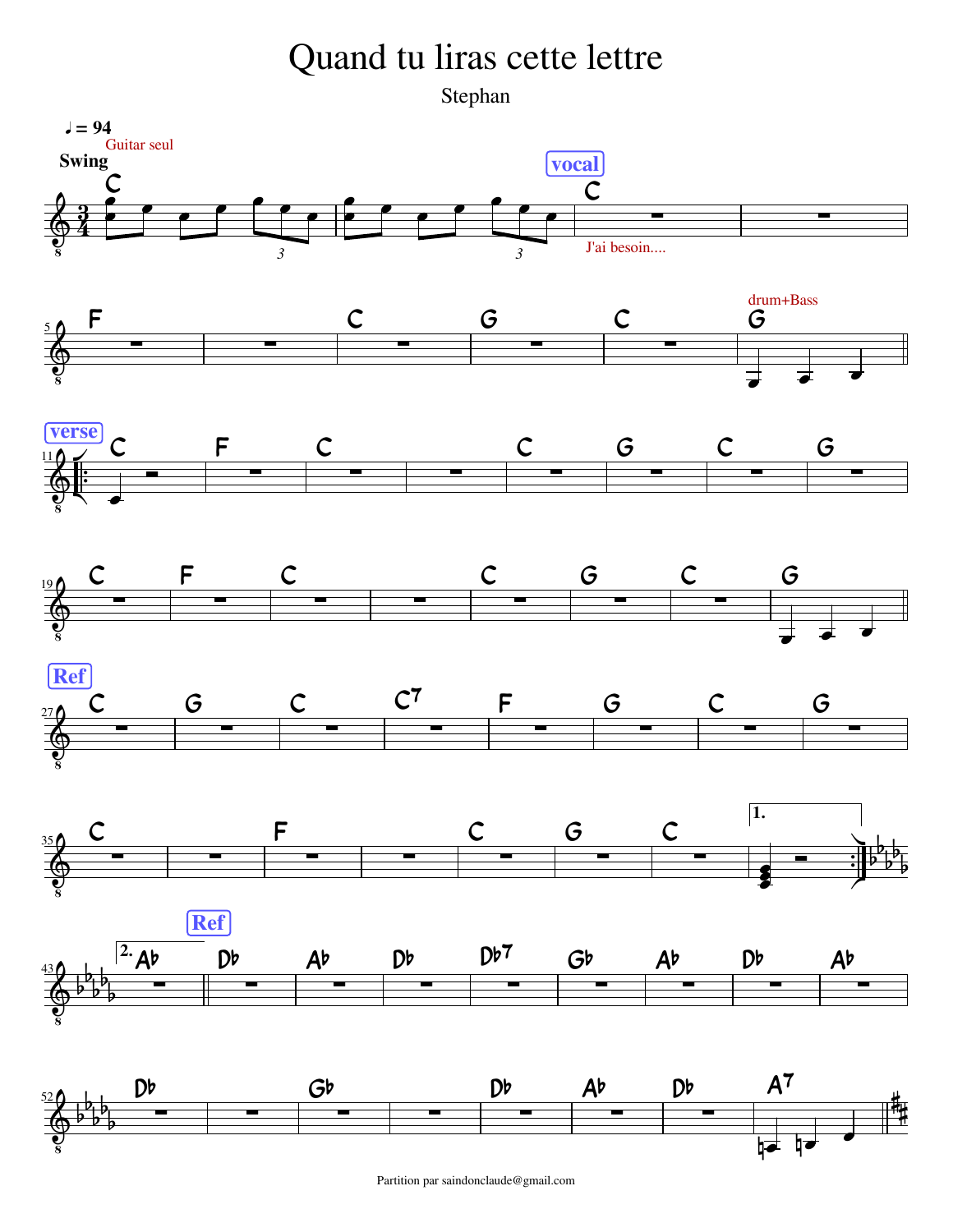# Quand tu liras cette lettre

Stephan

♩ = 94

Swing

Guitar seul

C

vocal

C

J'ai besoin....

F C G C

drum+Bass

G

verse

C F C C G C G

C F C C G C G

Ref

C G C C7 F G C G

C F C G C

1.

2. Ab

Ref

Db Ab Db Db7 Gb Ab Db Ab

Db Gb Db Ab Db A7

Partition par saindonclaude@gmail.com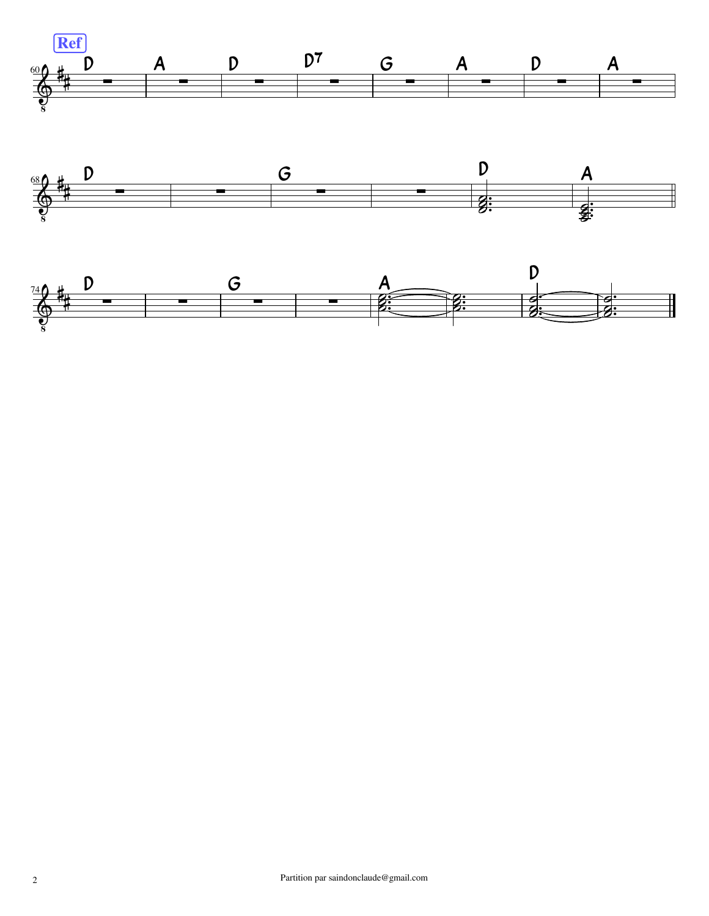Ref

D A D D7 G A D A

D G D A

D G A D